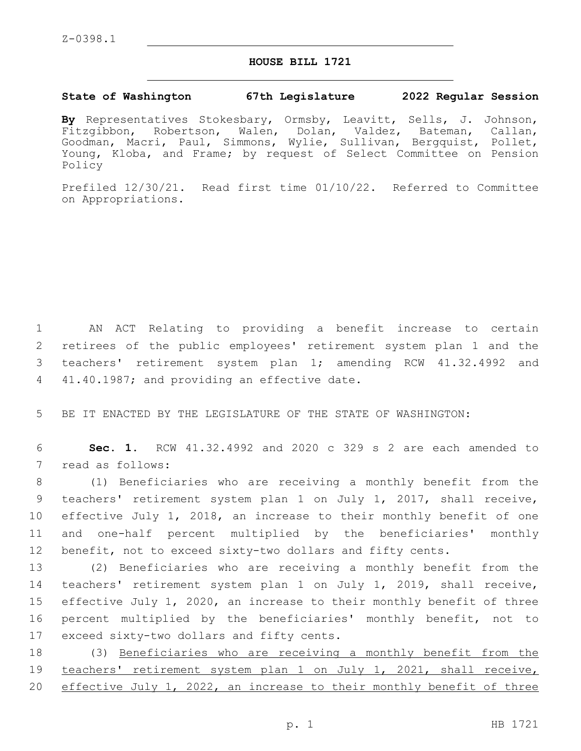Z-0398.1

# HOUSE BILL 1721

**State of Washington 67th Legislature 2022 Regular Session**

**By** Representatives Stokesbary, Ormsby, Leavitt, Sells, J. Johnson, Fitzgibbon, Robertson, Walen, Dolan, Valdez, Bateman, Callan, Goodman, Macri, Paul, Simmons, Wylie, Sullivan, Bergquist, Pollet, Young, Kloba, and Frame; by request of Select Committee on Pension Policy

Prefiled 12/30/21. Read first time 01/10/22. Referred to Committee on Appropriations.

1 AN ACT Relating to providing a benefit increase to certain
2 retirees of the public employees' retirement system plan 1 and the
3 teachers' retirement system plan 1; amending RCW 41.32.4992 and
4 41.40.1987; and providing an effective date.

5 BE IT ENACTED BY THE LEGISLATURE OF THE STATE OF WASHINGTON:

6 **Sec. 1.** RCW 41.32.4992 and 2020 c 329 s 2 are each amended to
7 read as follows:

8 (1) Beneficiaries who are receiving a monthly benefit from the
9 teachers' retirement system plan 1 on July 1, 2017, shall receive,
10 effective July 1, 2018, an increase to their monthly benefit of one
11 and one-half percent multiplied by the beneficiaries' monthly
12 benefit, not to exceed sixty-two dollars and fifty cents.

13 (2) Beneficiaries who are receiving a monthly benefit from the
14 teachers' retirement system plan 1 on July 1, 2019, shall receive,
15 effective July 1, 2020, an increase to their monthly benefit of three
16 percent multiplied by the beneficiaries' monthly benefit, not to
17 exceed sixty-two dollars and fifty cents.

18 (3) <u>Beneficiaries who are receiving a monthly benefit from the</u>
19 <u>teachers' retirement system plan 1 on July 1, 2021, shall receive,</u>
20 <u>effective July 1, 2022, an increase to their monthly benefit of three</u>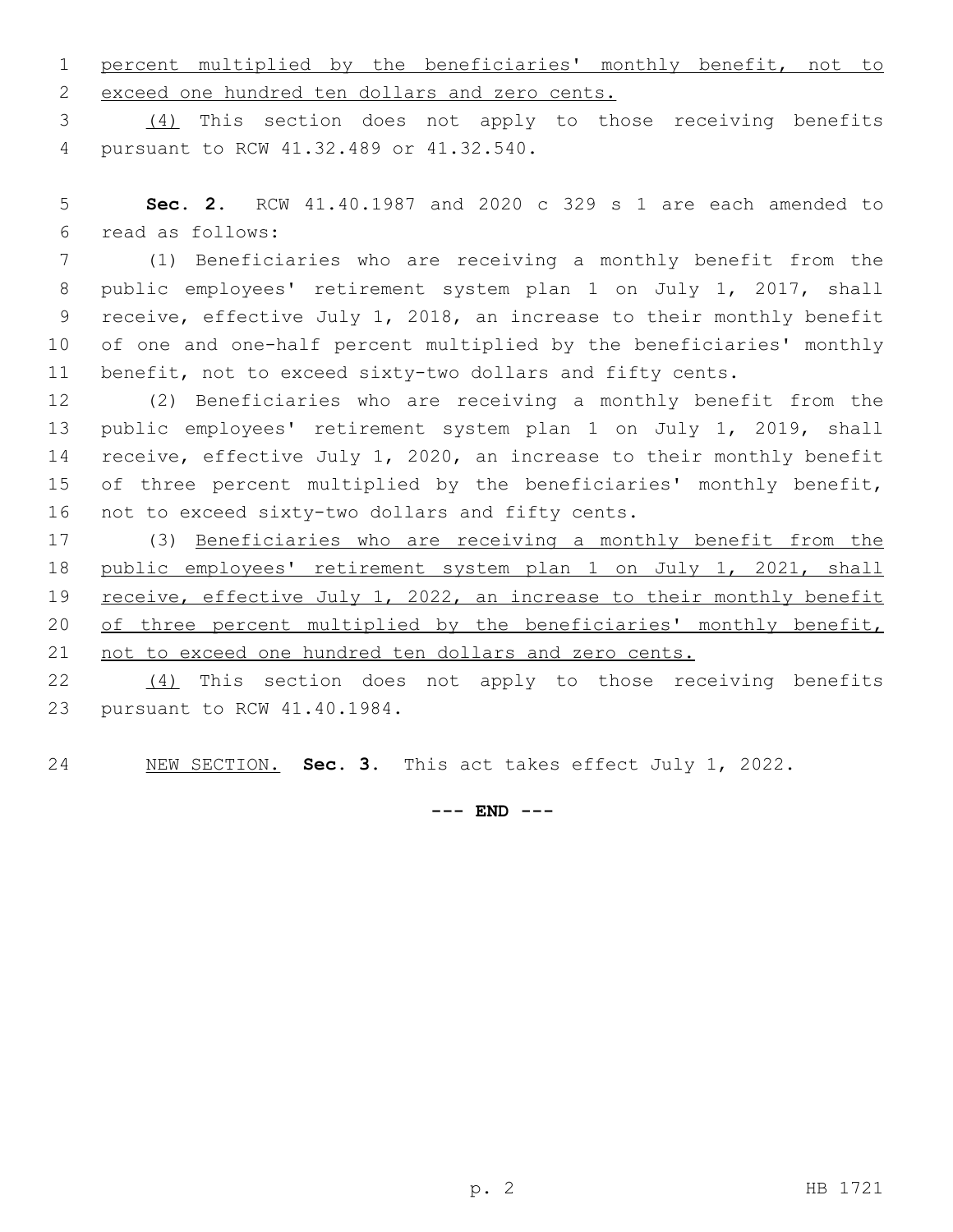percent multiplied by the beneficiaries' monthly benefit, not to exceed one hundred ten dollars and zero cents.

(4) This section does not apply to those receiving benefits pursuant to RCW 41.32.489 or 41.32.540.

**Sec. 2.** RCW 41.40.1987 and 2020 c 329 s 1 are each amended to read as follows:

(1) Beneficiaries who are receiving a monthly benefit from the public employees' retirement system plan 1 on July 1, 2017, shall receive, effective July 1, 2018, an increase to their monthly benefit of one and one-half percent multiplied by the beneficiaries' monthly benefit, not to exceed sixty-two dollars and fifty cents.

(2) Beneficiaries who are receiving a monthly benefit from the public employees' retirement system plan 1 on July 1, 2019, shall receive, effective July 1, 2020, an increase to their monthly benefit of three percent multiplied by the beneficiaries' monthly benefit, not to exceed sixty-two dollars and fifty cents.

(3) Beneficiaries who are receiving a monthly benefit from the public employees' retirement system plan 1 on July 1, 2021, shall receive, effective July 1, 2022, an increase to their monthly benefit of three percent multiplied by the beneficiaries' monthly benefit, not to exceed one hundred ten dollars and zero cents.

(4) This section does not apply to those receiving benefits pursuant to RCW 41.40.1984.

NEW SECTION. **Sec. 3.** This act takes effect July 1, 2022.

**--- END ---**